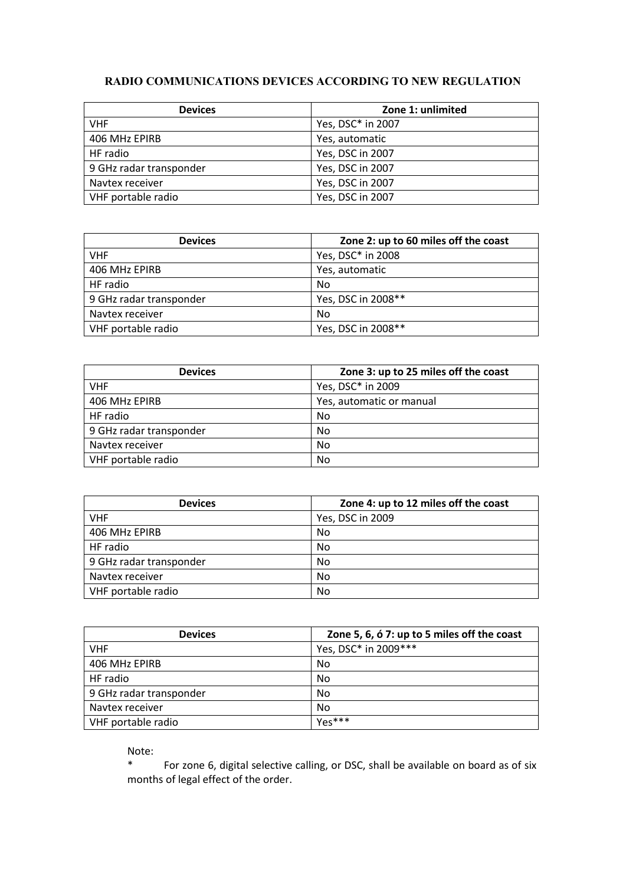# RADIO COMMUNICATIONS DEVICES ACCORDING TO NEW REGULATION

| Devices | Zone 1: unlimited |
|---|---|
| VHF | Yes, DSC* in 2007 |
| 406 MHz EPIRB | Yes, automatic |
| HF radio | Yes, DSC in 2007 |
| 9 GHz radar transponder | Yes, DSC in 2007 |
| Navtex receiver | Yes, DSC in 2007 |
| VHF portable radio | Yes, DSC in 2007 |

| Devices | Zone 2: up to 60 miles off the coast |
|---|---|
| VHF | Yes, DSC* in 2008 |
| 406 MHz EPIRB | Yes, automatic |
| HF radio | No |
| 9 GHz radar transponder | Yes, DSC in 2008** |
| Navtex receiver | No |
| VHF portable radio | Yes, DSC in 2008** |

| Devices | Zone 3: up to 25 miles off the coast |
|---|---|
| VHF | Yes, DSC* in 2009 |
| 406 MHz EPIRB | Yes, automatic or manual |
| HF radio | No |
| 9 GHz radar transponder | No |
| Navtex receiver | No |
| VHF portable radio | No |

| Devices | Zone 4: up to 12 miles off the coast |
|---|---|
| VHF | Yes, DSC in 2009 |
| 406 MHz EPIRB | No |
| HF radio | No |
| 9 GHz radar transponder | No |
| Navtex receiver | No |
| VHF portable radio | No |

| Devices | Zone 5, 6, ó 7: up to 5 miles off the coast |
|---|---|
| VHF | Yes, DSC* in 2009*** |
| 406 MHz EPIRB | No |
| HF radio | No |
| 9 GHz radar transponder | No |
| Navtex receiver | No |
| VHF portable radio | Yes*** |

Note:

\* For zone 6, digital selective calling, or DSC, shall be available on board as of six months of legal effect of the order.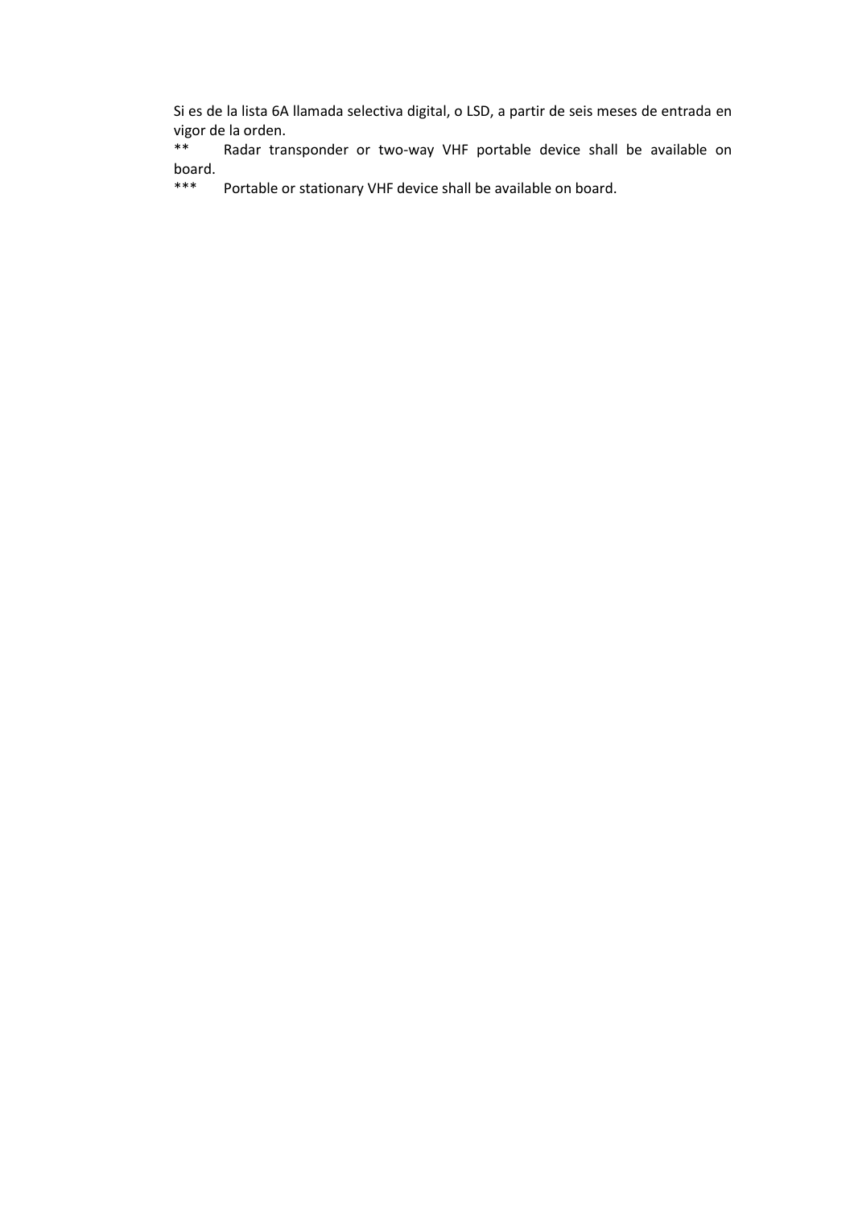Si es de la lista 6A llamada selectiva digital, o LSD, a partir de seis meses de entrada en vigor de la orden.

** Radar transponder or two-way VHF portable device shall be available on board.

*** Portable or stationary VHF device shall be available on board.